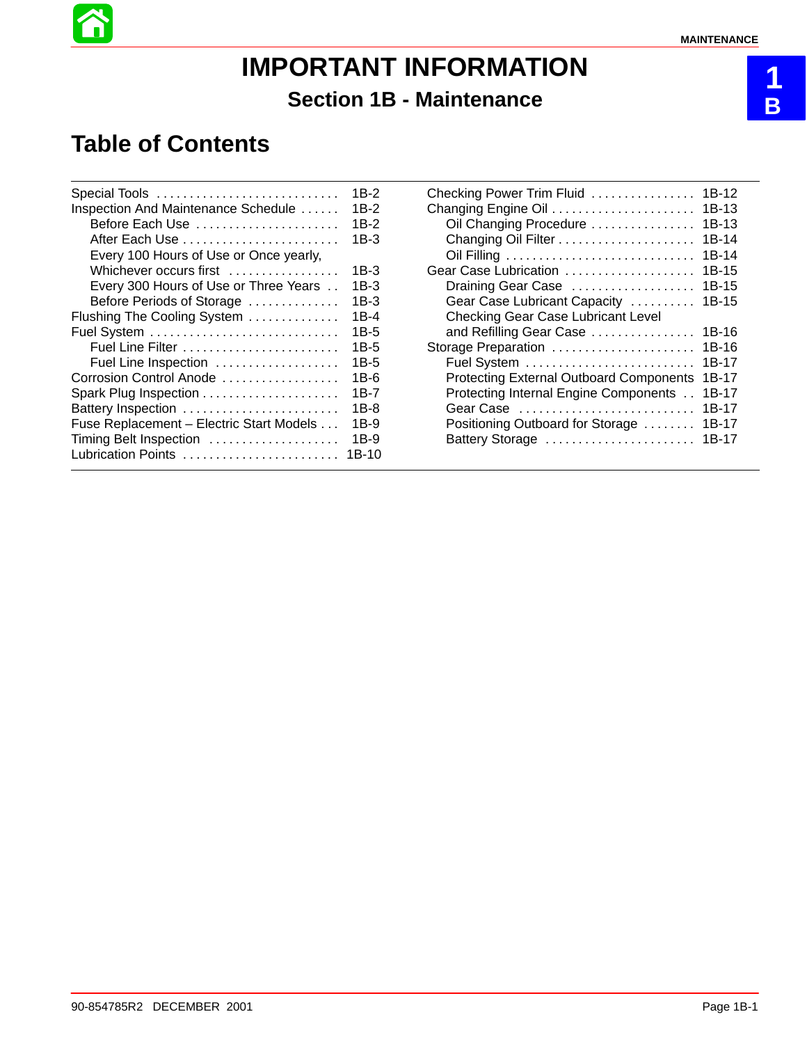# IMPORTANT INFORMATION

## Section 1B - Maintenance

## Table of Contents

| Topic | Page |
|---|---|
| Special Tools | 1B-2 |
| Inspection And Maintenance Schedule | 1B-2 |
| &nbsp;&nbsp;&nbsp;&nbsp;Before Each Use | 1B-2 |
| &nbsp;&nbsp;&nbsp;&nbsp;After Each Use | 1B-3 |
| &nbsp;&nbsp;&nbsp;&nbsp;Every 100 Hours of Use or Once yearly, Whichever occurs first | 1B-3 |
| &nbsp;&nbsp;&nbsp;&nbsp;Every 300 Hours of Use or Three Years | 1B-3 |
| &nbsp;&nbsp;&nbsp;&nbsp;Before Periods of Storage | 1B-3 |
| Flushing The Cooling System | 1B-4 |
| Fuel System | 1B-5 |
| &nbsp;&nbsp;&nbsp;&nbsp;Fuel Line Filter | 1B-5 |
| &nbsp;&nbsp;&nbsp;&nbsp;Fuel Line Inspection | 1B-5 |
| Corrosion Control Anode | 1B-6 |
| Spark Plug Inspection | 1B-7 |
| Battery Inspection | 1B-8 |
| Fuse Replacement – Electric Start Models | 1B-9 |
| Timing Belt Inspection | 1B-9 |
| Lubrication Points | 1B-10 |
| Checking Power Trim Fluid | 1B-12 |
| Changing Engine Oil | 1B-13 |
| &nbsp;&nbsp;&nbsp;&nbsp;Oil Changing Procedure | 1B-13 |
| &nbsp;&nbsp;&nbsp;&nbsp;Changing Oil Filter | 1B-14 |
| &nbsp;&nbsp;&nbsp;&nbsp;Oil Filling | 1B-14 |
| Gear Case Lubrication | 1B-15 |
| &nbsp;&nbsp;&nbsp;&nbsp;Draining Gear Case | 1B-15 |
| &nbsp;&nbsp;&nbsp;&nbsp;Gear Case Lubricant Capacity | 1B-15 |
| &nbsp;&nbsp;&nbsp;&nbsp;Checking Gear Case Lubricant Level and Refilling Gear Case | 1B-16 |
| Storage Preparation | 1B-16 |
| &nbsp;&nbsp;&nbsp;&nbsp;Fuel System | 1B-17 |
| &nbsp;&nbsp;&nbsp;&nbsp;Protecting External Outboard Components | 1B-17 |
| &nbsp;&nbsp;&nbsp;&nbsp;Protecting Internal Engine Components | 1B-17 |
| &nbsp;&nbsp;&nbsp;&nbsp;Gear Case | 1B-17 |
| &nbsp;&nbsp;&nbsp;&nbsp;Positioning Outboard for Storage | 1B-17 |
| &nbsp;&nbsp;&nbsp;&nbsp;Battery Storage | 1B-17 |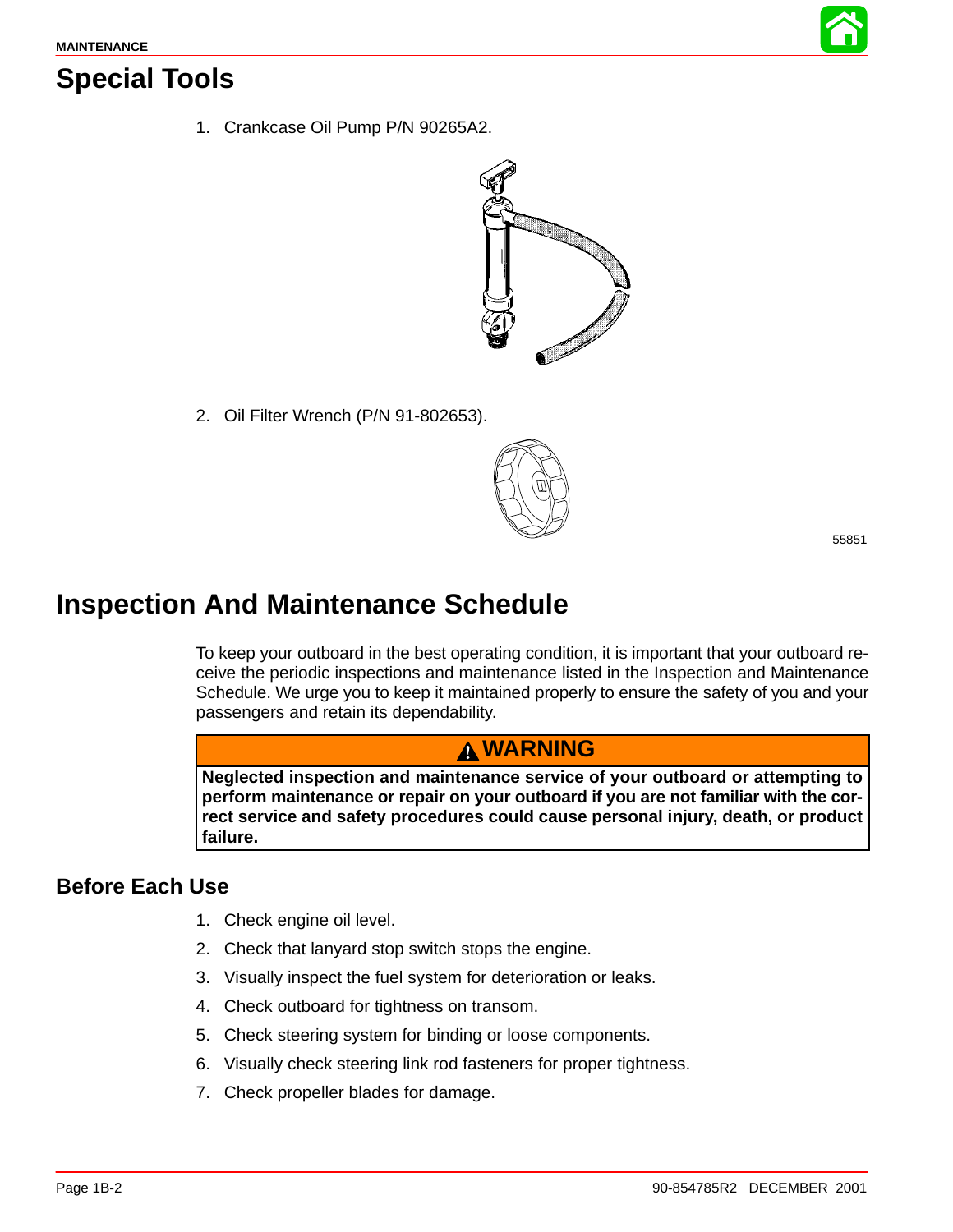# Special Tools

1. Crankcase Oil Pump P/N 90265A2.

2. Oil Filter Wrench (P/N 91-802653).

55851

# Inspection And Maintenance Schedule

To keep your outboard in the best operating condition, it is important that your outboard receive the periodic inspections and maintenance listed in the Inspection and Maintenance Schedule. We urge you to keep it maintained properly to ensure the safety of you and your passengers and retain its dependability.

> **⚠ WARNING**
>
> **Neglected inspection and maintenance service of your outboard or attempting to perform maintenance or repair on your outboard if you are not familiar with the correct service and safety procedures could cause personal injury, death, or product failure.**

## Before Each Use

1. Check engine oil level.
2. Check that lanyard stop switch stops the engine.
3. Visually inspect the fuel system for deterioration or leaks.
4. Check outboard for tightness on transom.
5. Check steering system for binding or loose components.
6. Visually check steering link rod fasteners for proper tightness.
7. Check propeller blades for damage.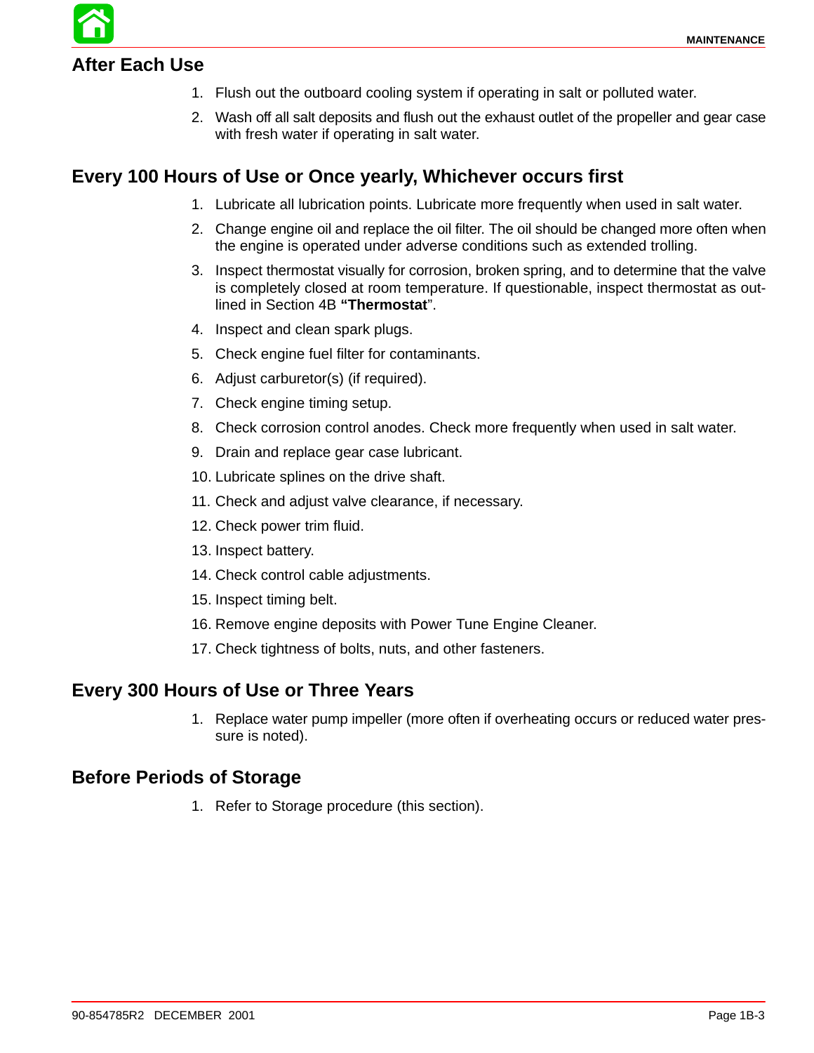## After Each Use

1. Flush out the outboard cooling system if operating in salt or polluted water.
2. Wash off all salt deposits and flush out the exhaust outlet of the propeller and gear case with fresh water if operating in salt water.

## Every 100 Hours of Use or Once yearly, Whichever occurs first

1. Lubricate all lubrication points. Lubricate more frequently when used in salt water.
2. Change engine oil and replace the oil filter. The oil should be changed more often when the engine is operated under adverse conditions such as extended trolling.
3. Inspect thermostat visually for corrosion, broken spring, and to determine that the valve is completely closed at room temperature. If questionable, inspect thermostat as outlined in Section 4B **"Thermostat**".
4. Inspect and clean spark plugs.
5. Check engine fuel filter for contaminants.
6. Adjust carburetor(s) (if required).
7. Check engine timing setup.
8. Check corrosion control anodes. Check more frequently when used in salt water.
9. Drain and replace gear case lubricant.
10. Lubricate splines on the drive shaft.
11. Check and adjust valve clearance, if necessary.
12. Check power trim fluid.
13. Inspect battery.
14. Check control cable adjustments.
15. Inspect timing belt.
16. Remove engine deposits with Power Tune Engine Cleaner.
17. Check tightness of bolts, nuts, and other fasteners.

## Every 300 Hours of Use or Three Years

1. Replace water pump impeller (more often if overheating occurs or reduced water pressure is noted).

## Before Periods of Storage

1. Refer to Storage procedure (this section).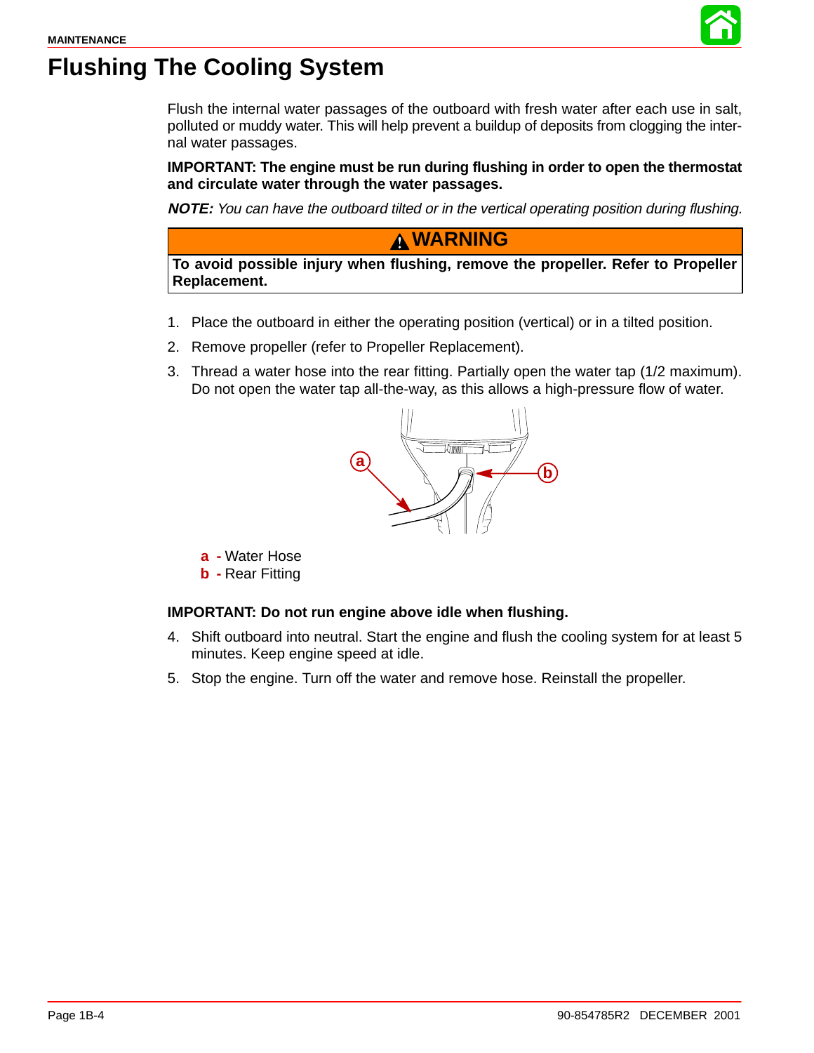# Flushing The Cooling System

Flush the internal water passages of the outboard with fresh water after each use in salt, polluted or muddy water. This will help prevent a buildup of deposits from clogging the internal water passages.

**IMPORTANT: The engine must be run during flushing in order to open the thermostat and circulate water through the water passages.**

***NOTE:*** *You can have the outboard tilted or in the vertical operating position during flushing.*

> **⚠ WARNING**
>
> **To avoid possible injury when flushing, remove the propeller. Refer to Propeller Replacement.**

1. Place the outboard in either the operating position (vertical) or in a tilted position.
2. Remove propeller (refer to Propeller Replacement).
3. Thread a water hose into the rear fitting. Partially open the water tap (1/2 maximum). Do not open the water tap all-the-way, as this allows a high-pressure flow of water.

**a** - Water Hose
**b** - Rear Fitting

**IMPORTANT: Do not run engine above idle when flushing.**

4. Shift outboard into neutral. Start the engine and flush the cooling system for at least 5 minutes. Keep engine speed at idle.
5. Stop the engine. Turn off the water and remove hose. Reinstall the propeller.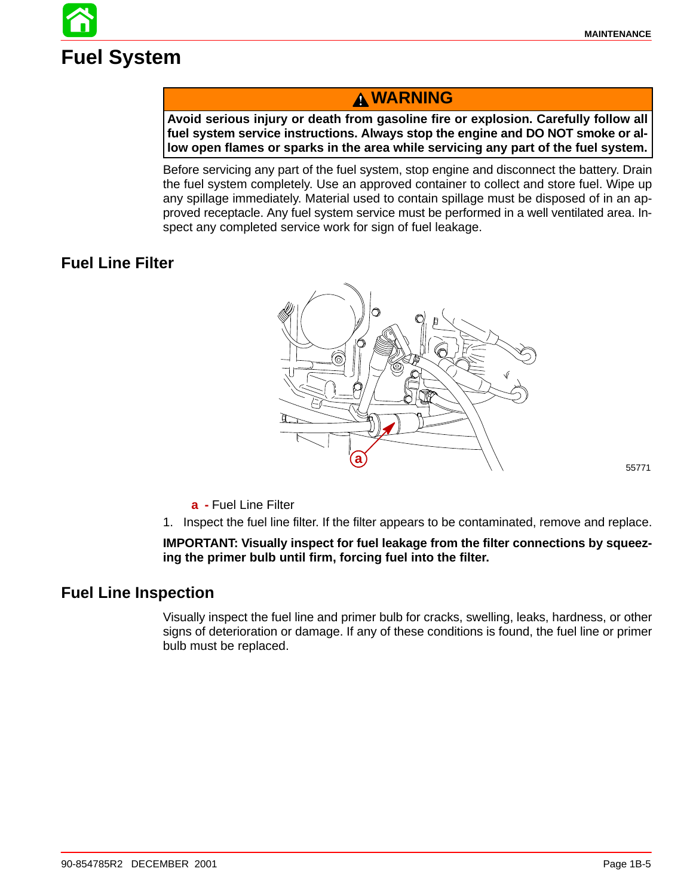# Fuel System

**⚠ WARNING**

**Avoid serious injury or death from gasoline fire or explosion. Carefully follow all fuel system service instructions. Always stop the engine and DO NOT smoke or allow open flames or sparks in the area while servicing any part of the fuel system.**

Before servicing any part of the fuel system, stop engine and disconnect the battery. Drain the fuel system completely. Use an approved container to collect and store fuel. Wipe up any spillage immediately. Material used to contain spillage must be disposed of in an approved receptacle. Any fuel system service must be performed in a well ventilated area. Inspect any completed service work for sign of fuel leakage.

## Fuel Line Filter

55771

**a -** Fuel Line Filter

1. Inspect the fuel line filter. If the filter appears to be contaminated, remove and replace.

**IMPORTANT: Visually inspect for fuel leakage from the filter connections by squeezing the primer bulb until firm, forcing fuel into the filter.**

## Fuel Line Inspection

Visually inspect the fuel line and primer bulb for cracks, swelling, leaks, hardness, or other signs of deterioration or damage. If any of these conditions is found, the fuel line or primer bulb must be replaced.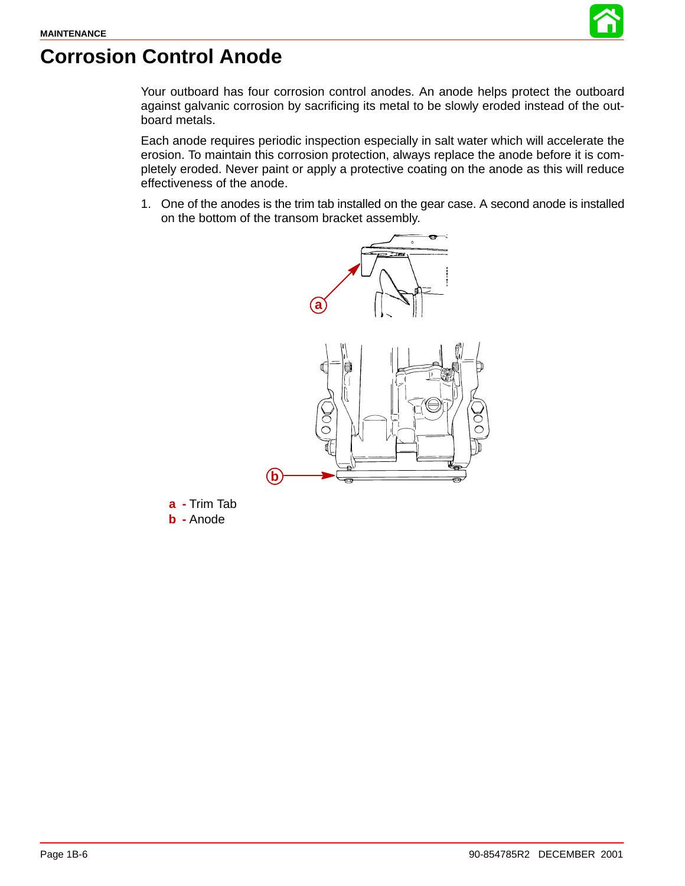# Corrosion Control Anode

Your outboard has four corrosion control anodes. An anode helps protect the outboard against galvanic corrosion by sacrificing its metal to be slowly eroded instead of the outboard metals.

Each anode requires periodic inspection especially in salt water which will accelerate the erosion. To maintain this corrosion protection, always replace the anode before it is completely eroded. Never paint or apply a protective coating on the anode as this will reduce effectiveness of the anode.

1. One of the anodes is the trim tab installed on the gear case. A second anode is installed on the bottom of the transom bracket assembly.

**a** - Trim Tab
**b** - Anode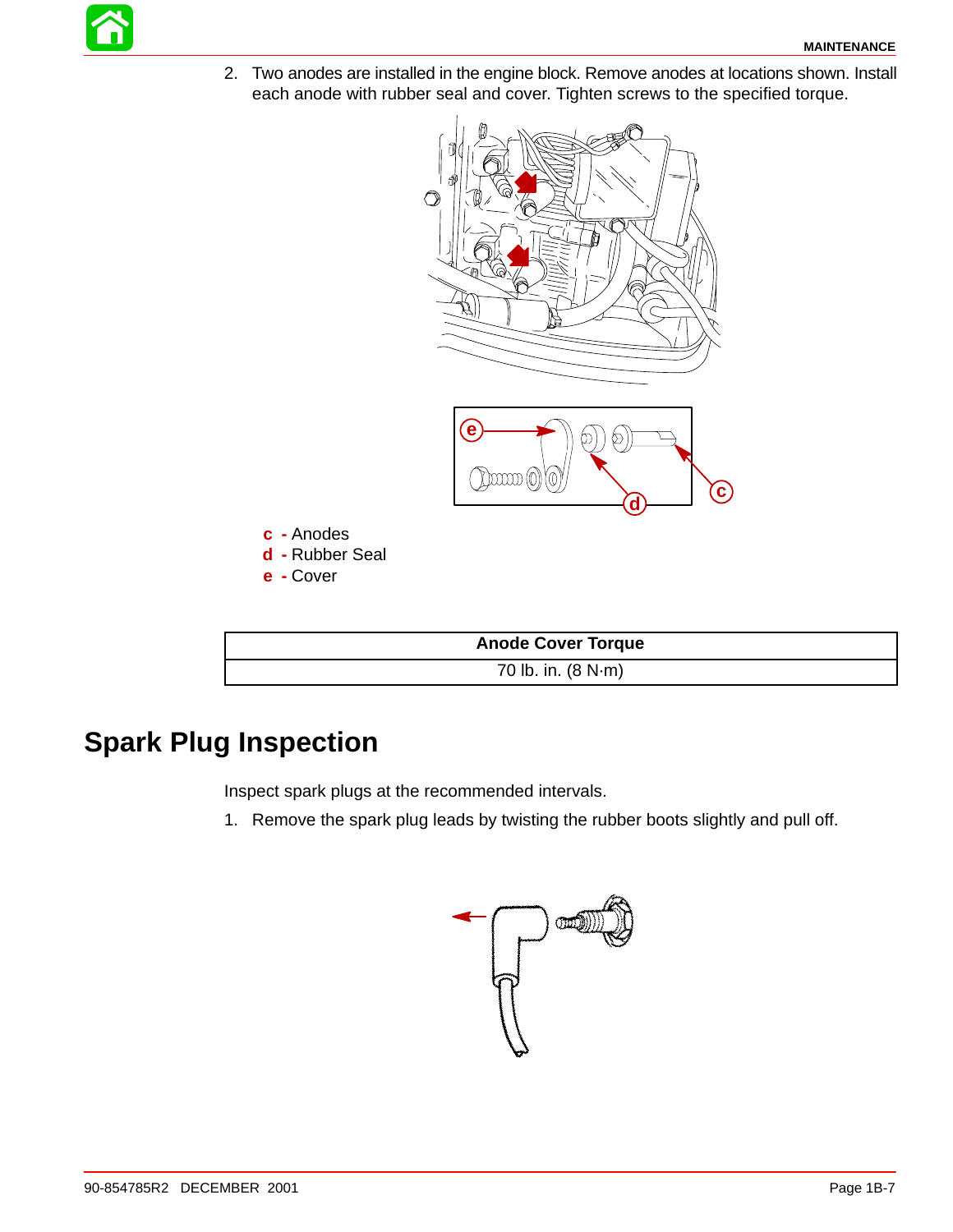2. Two anodes are installed in the engine block. Remove anodes at locations shown. Install each anode with rubber seal and cover. Tighten screws to the specified torque.

c - Anodes
d - Rubber Seal
e - Cover

| Anode Cover Torque |
| --- |
| 70 lb. in. (8 N·m) |

## Spark Plug Inspection

Inspect spark plugs at the recommended intervals.

1. Remove the spark plug leads by twisting the rubber boots slightly and pull off.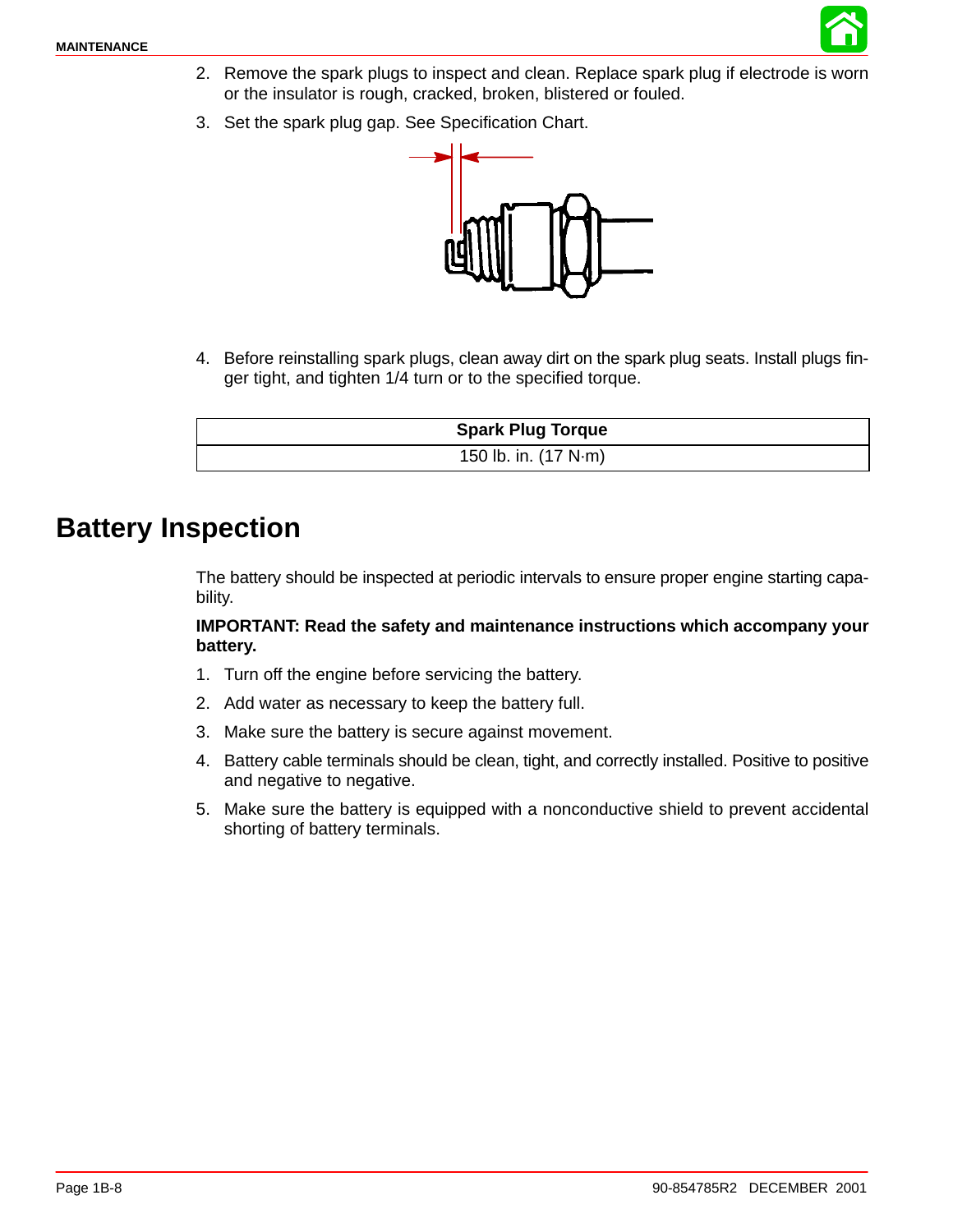2. Remove the spark plugs to inspect and clean. Replace spark plug if electrode is worn or the insulator is rough, cracked, broken, blistered or fouled.
3. Set the spark plug gap. See Specification Chart.
4. Before reinstalling spark plugs, clean away dirt on the spark plug seats. Install plugs finger tight, and tighten 1/4 turn or to the specified torque.

| Spark Plug Torque |
|---|
| 150 lb. in. (17 N·m) |

# Battery Inspection

The battery should be inspected at periodic intervals to ensure proper engine starting capability.

**IMPORTANT: Read the safety and maintenance instructions which accompany your battery.**

1. Turn off the engine before servicing the battery.
2. Add water as necessary to keep the battery full.
3. Make sure the battery is secure against movement.
4. Battery cable terminals should be clean, tight, and correctly installed. Positive to positive and negative to negative.
5. Make sure the battery is equipped with a nonconductive shield to prevent accidental shorting of battery terminals.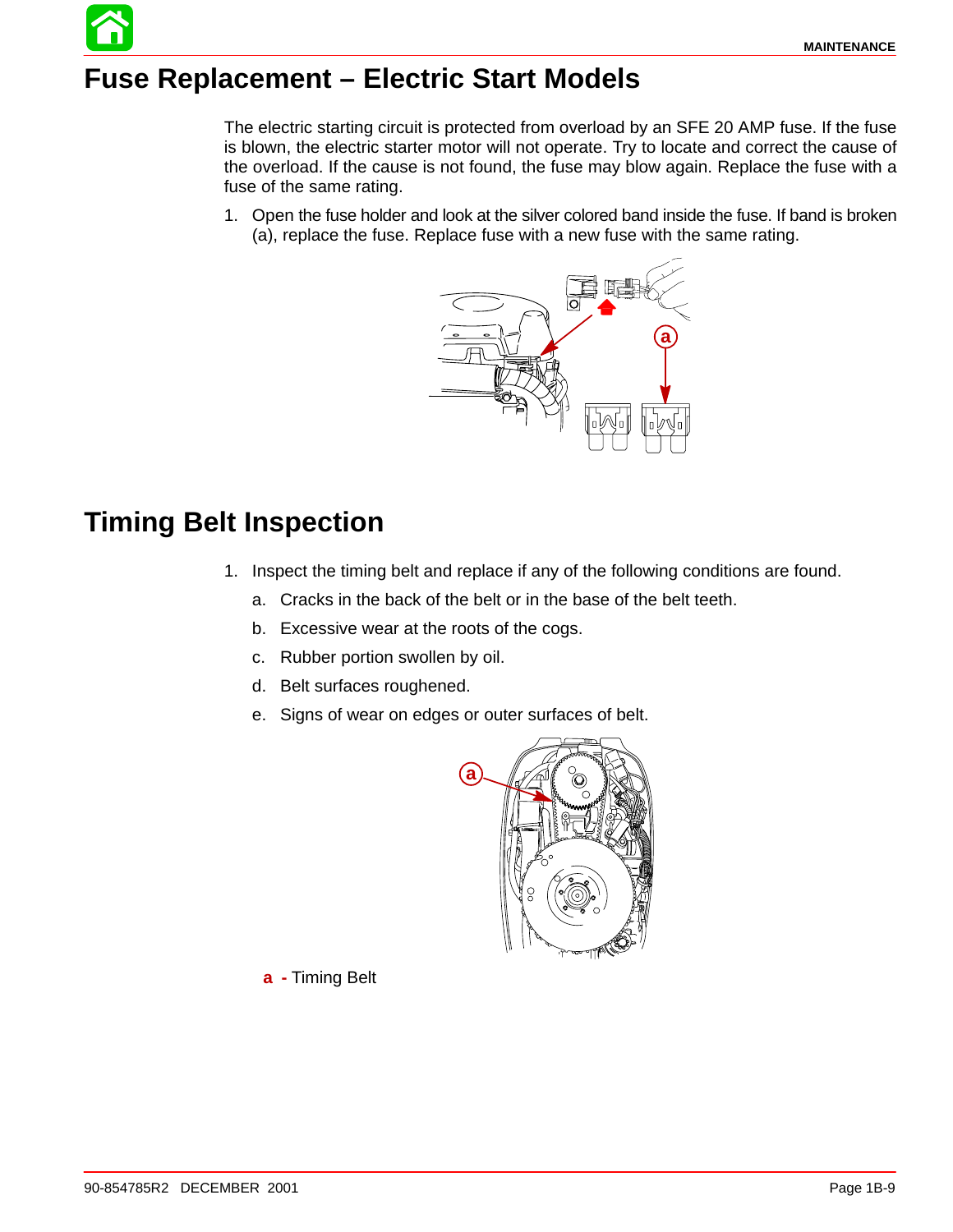# Fuse Replacement – Electric Start Models

The electric starting circuit is protected from overload by an SFE 20 AMP fuse. If the fuse is blown, the electric starter motor will not operate. Try to locate and correct the cause of the overload. If the cause is not found, the fuse may blow again. Replace the fuse with a fuse of the same rating.

1. Open the fuse holder and look at the silver colored band inside the fuse. If band is broken (a), replace the fuse. Replace fuse with a new fuse with the same rating.

# Timing Belt Inspection

1. Inspect the timing belt and replace if any of the following conditions are found.
   a. Cracks in the back of the belt or in the base of the belt teeth.
   b. Excessive wear at the roots of the cogs.
   c. Rubber portion swollen by oil.
   d. Belt surfaces roughened.
   e. Signs of wear on edges or outer surfaces of belt.

**a** - Timing Belt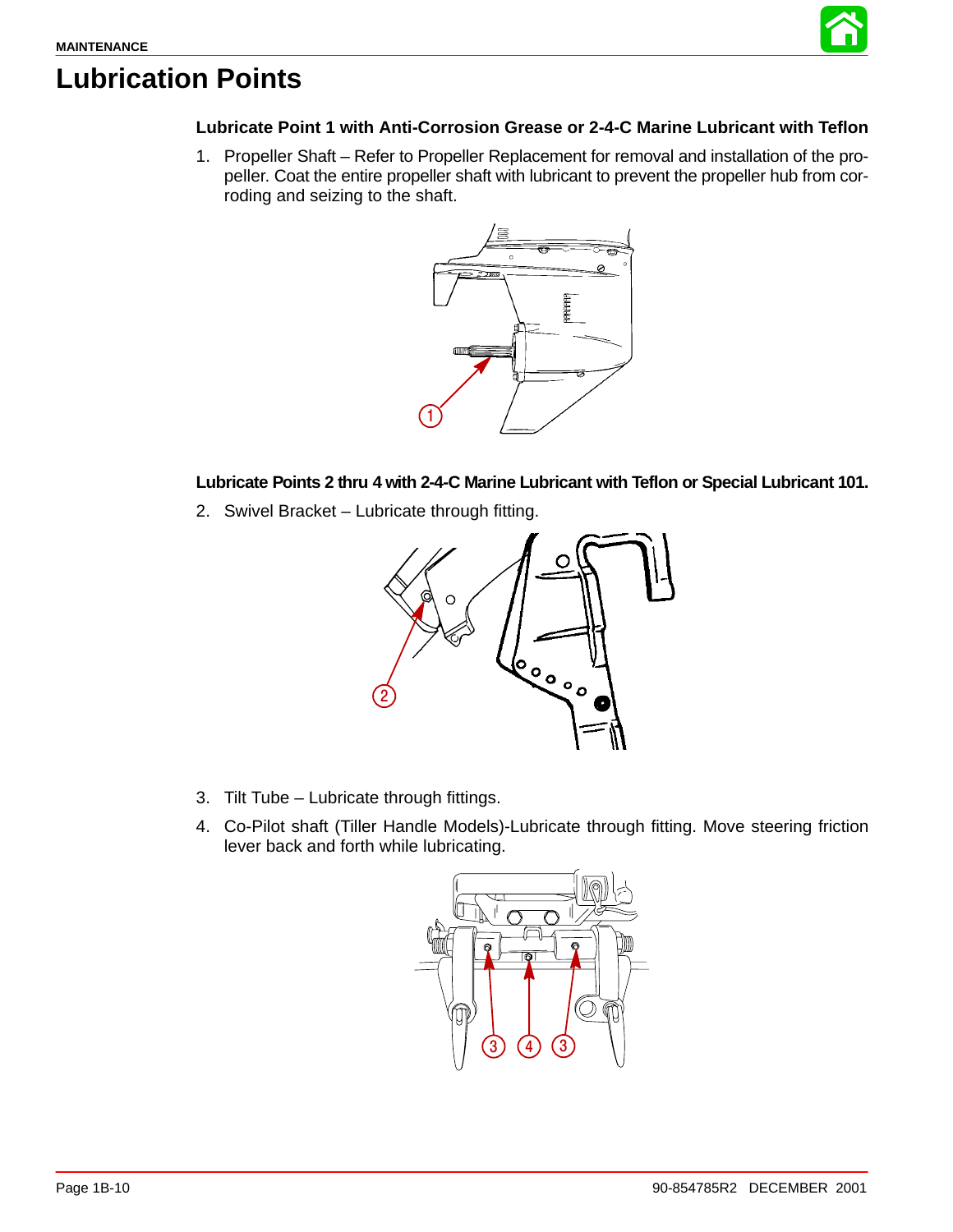# Lubrication Points

**Lubricate Point 1 with Anti-Corrosion Grease or 2-4-C Marine Lubricant with Teflon**

1. Propeller Shaft – Refer to Propeller Replacement for removal and installation of the propeller. Coat the entire propeller shaft with lubricant to prevent the propeller hub from corroding and seizing to the shaft.

**Lubricate Points 2 thru 4 with 2-4-C Marine Lubricant with Teflon or Special Lubricant 101.**

2. Swivel Bracket – Lubricate through fitting.

3. Tilt Tube – Lubricate through fittings.

4. Co-Pilot shaft (Tiller Handle Models)-Lubricate through fitting. Move steering friction lever back and forth while lubricating.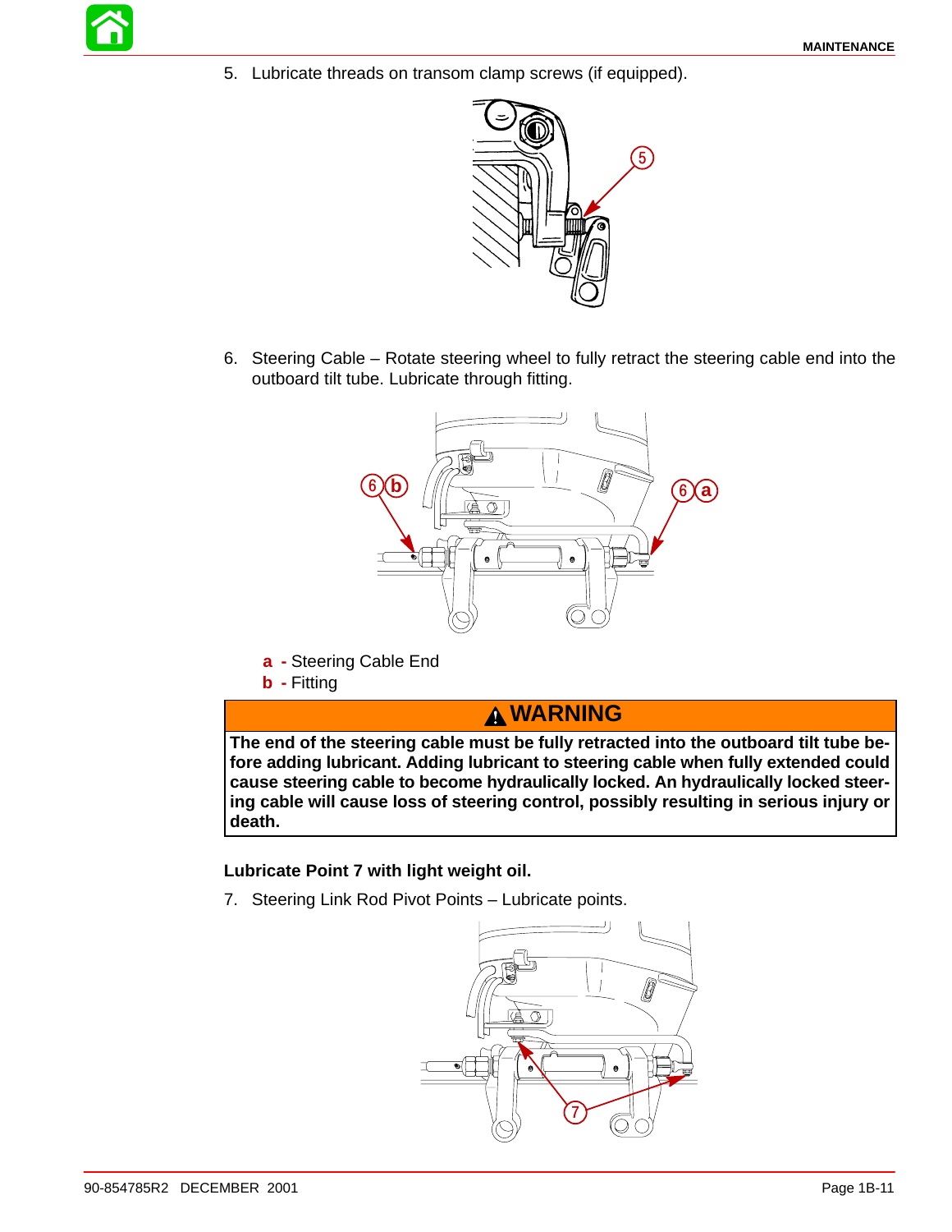5. Lubricate threads on transom clamp screws (if equipped).

6. Steering Cable – Rotate steering wheel to fully retract the steering cable end into the outboard tilt tube. Lubricate through fitting.

**a** - Steering Cable End
**b** - Fitting

**⚠ WARNING**

**The end of the steering cable must be fully retracted into the outboard tilt tube before adding lubricant. Adding lubricant to steering cable when fully extended could cause steering cable to become hydraulically locked. An hydraulically locked steering cable will cause loss of steering control, possibly resulting in serious injury or death.**

**Lubricate Point 7 with light weight oil.**

7. Steering Link Rod Pivot Points – Lubricate points.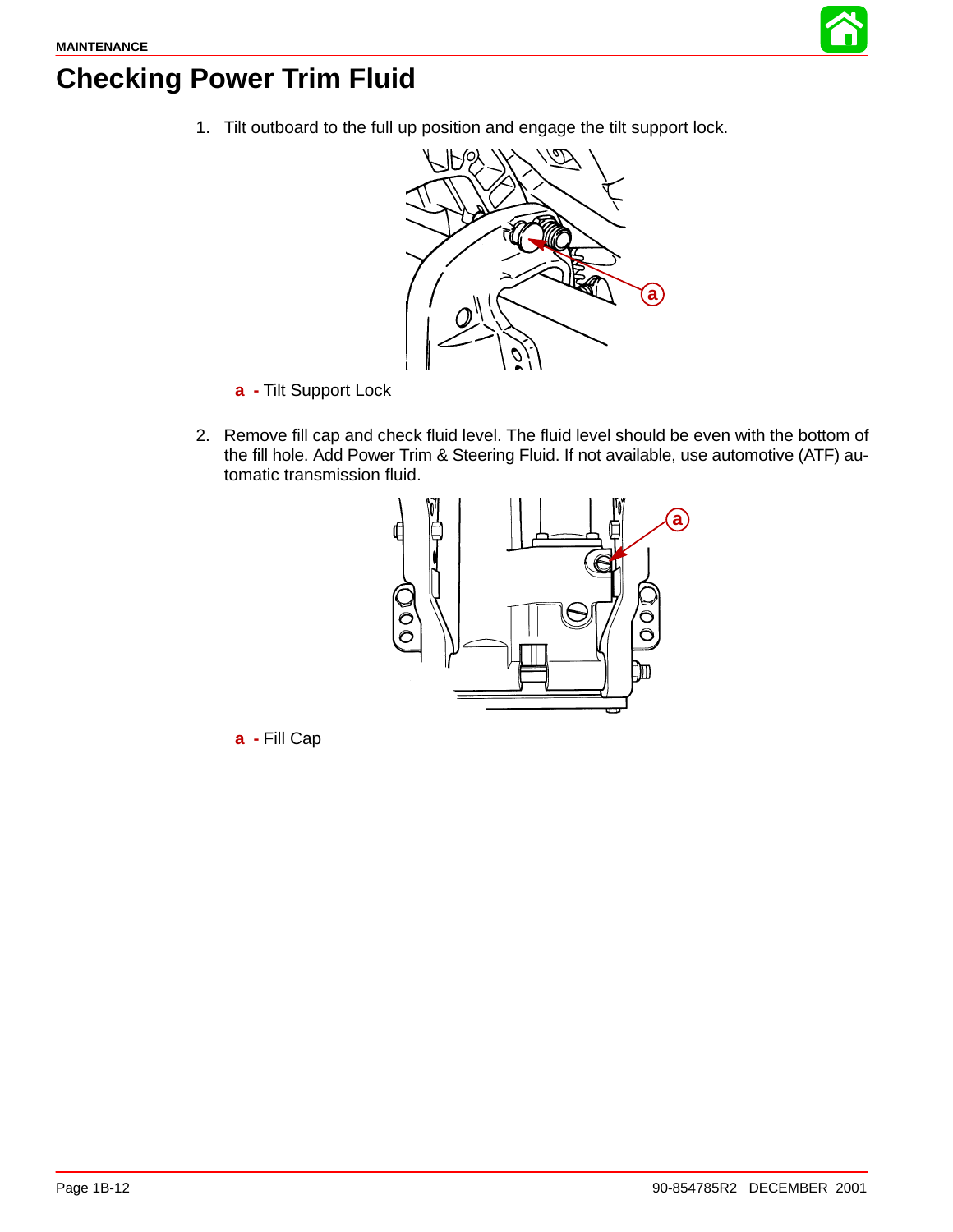# Checking Power Trim Fluid

1. Tilt outboard to the full up position and engage the tilt support lock.

**a** - Tilt Support Lock

2. Remove fill cap and check fluid level. The fluid level should be even with the bottom of the fill hole. Add Power Trim & Steering Fluid. If not available, use automotive (ATF) automatic transmission fluid.

**a** - Fill Cap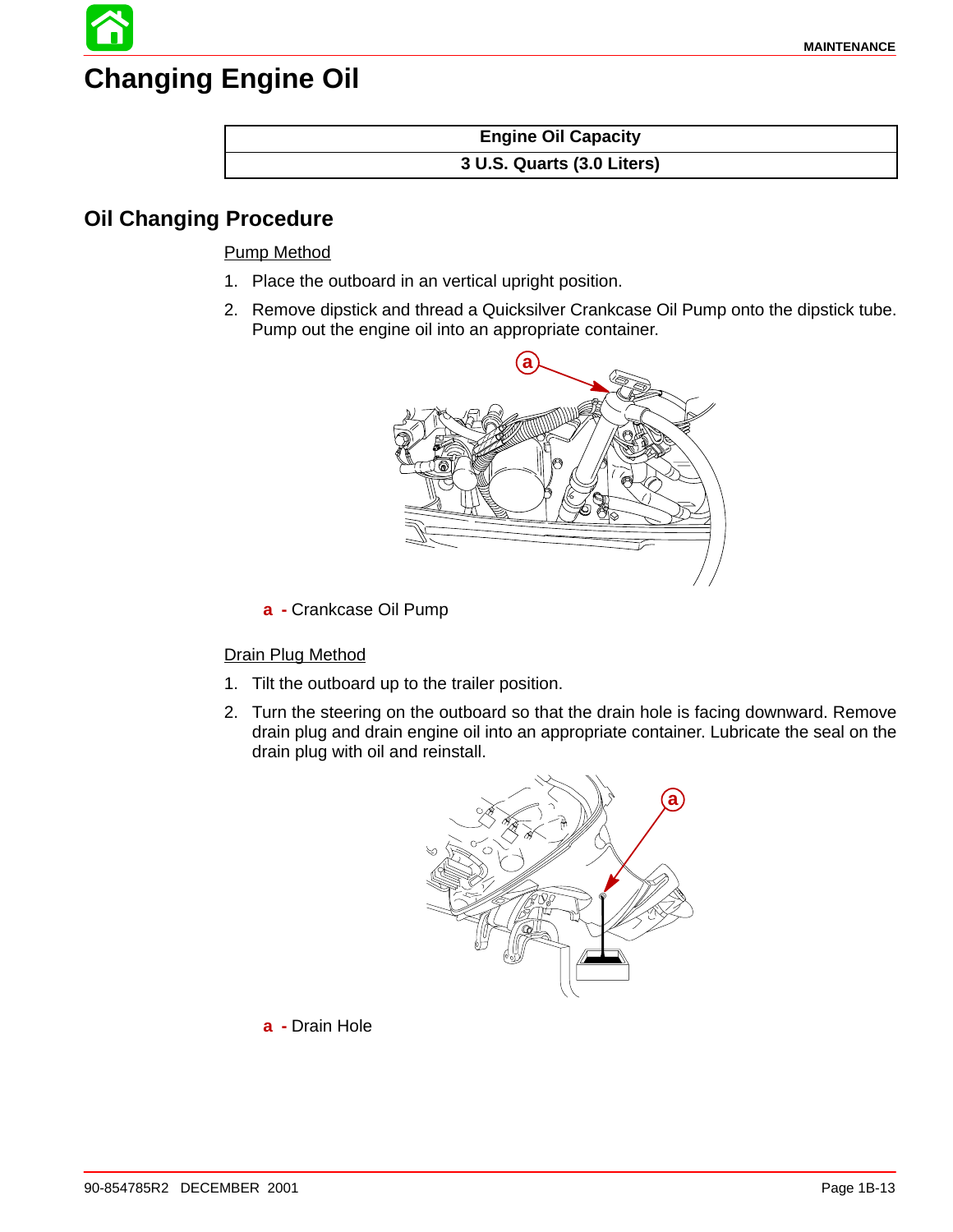# Changing Engine Oil

| Engine Oil Capacity |
|---|
| 3 U.S. Quarts (3.0 Liters) |

## Oil Changing Procedure

Pump Method

1. Place the outboard in an vertical upright position.
2. Remove dipstick and thread a Quicksilver Crankcase Oil Pump onto the dipstick tube. Pump out the engine oil into an appropriate container.

a - Crankcase Oil Pump

Drain Plug Method

1. Tilt the outboard up to the trailer position.
2. Turn the steering on the outboard so that the drain hole is facing downward. Remove drain plug and drain engine oil into an appropriate container. Lubricate the seal on the drain plug with oil and reinstall.

a - Drain Hole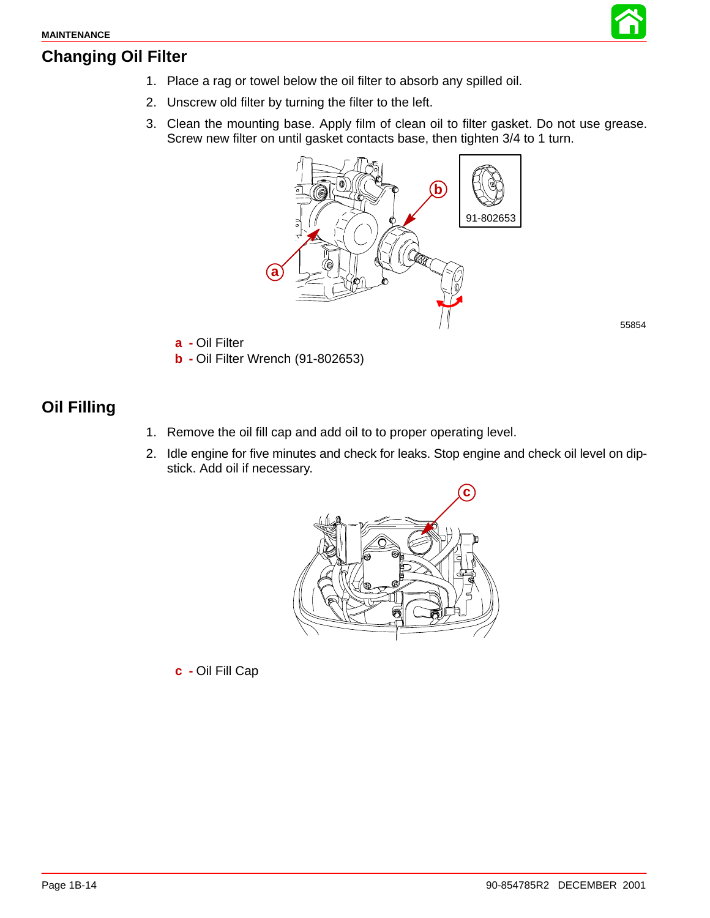## Changing Oil Filter

1. Place a rag or towel below the oil filter to absorb any spilled oil.
2. Unscrew old filter by turning the filter to the left.
3. Clean the mounting base. Apply film of clean oil to filter gasket. Do not use grease. Screw new filter on until gasket contacts base, then tighten 3/4 to 1 turn.

91-802653

55854

**a** - Oil Filter
**b** - Oil Filter Wrench (91-802653)

## Oil Filling

1. Remove the oil fill cap and add oil to to proper operating level.
2. Idle engine for five minutes and check for leaks. Stop engine and check oil level on dipstick. Add oil if necessary.

**c** - Oil Fill Cap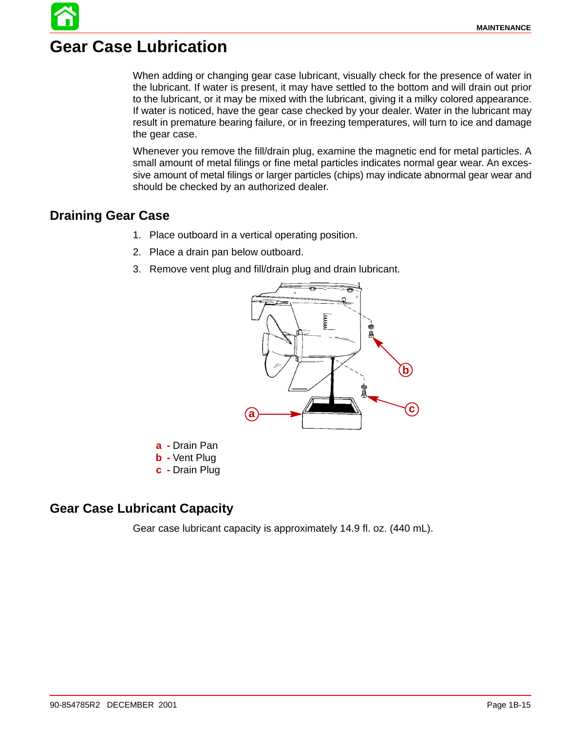# Gear Case Lubrication

When adding or changing gear case lubricant, visually check for the presence of water in the lubricant. If water is present, it may have settled to the bottom and will drain out prior to the lubricant, or it may be mixed with the lubricant, giving it a milky colored appearance. If water is noticed, have the gear case checked by your dealer. Water in the lubricant may result in premature bearing failure, or in freezing temperatures, will turn to ice and damage the gear case.

Whenever you remove the fill/drain plug, examine the magnetic end for metal particles. A small amount of metal filings or fine metal particles indicates normal gear wear. An excessive amount of metal filings or larger particles (chips) may indicate abnormal gear wear and should be checked by an authorized dealer.

## Draining Gear Case

1. Place outboard in a vertical operating position.
2. Place a drain pan below outboard.
3. Remove vent plug and fill/drain plug and drain lubricant.

**a** - Drain Pan
**b** - Vent Plug
**c** - Drain Plug

## Gear Case Lubricant Capacity

Gear case lubricant capacity is approximately 14.9 fl. oz. (440 mL).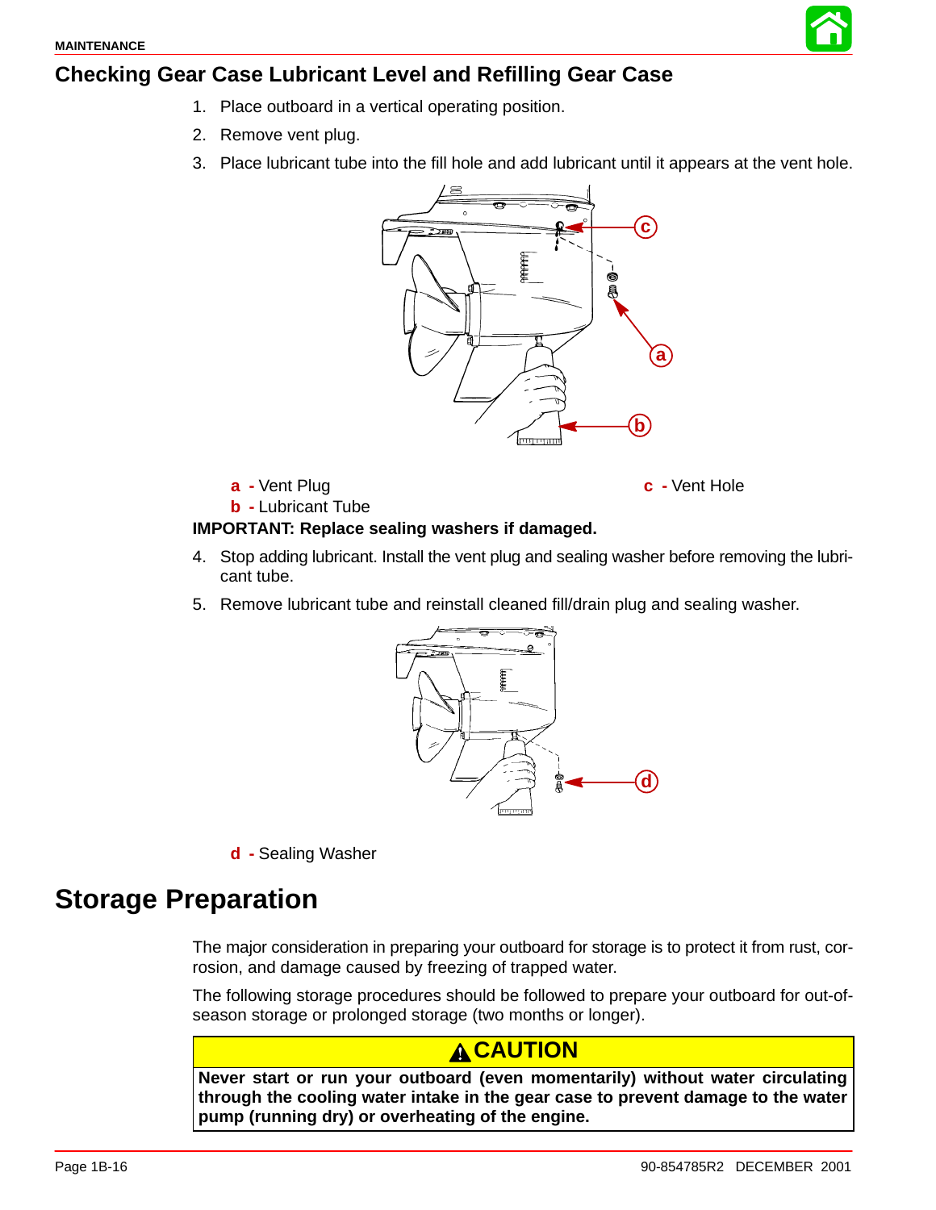## Checking Gear Case Lubricant Level and Refilling Gear Case

1. Place outboard in a vertical operating position.
2. Remove vent plug.
3. Place lubricant tube into the fill hole and add lubricant until it appears at the vent hole.

**a** - Vent Plug
**b** - Lubricant Tube
**c** - Vent Hole

**IMPORTANT: Replace sealing washers if damaged.**

4. Stop adding lubricant. Install the vent plug and sealing washer before removing the lubricant tube.
5. Remove lubricant tube and reinstall cleaned fill/drain plug and sealing washer.

**d** - Sealing Washer

# Storage Preparation

The major consideration in preparing your outboard for storage is to protect it from rust, corrosion, and damage caused by freezing of trapped water.

The following storage procedures should be followed to prepare your outboard for out-of-season storage or prolonged storage (two months or longer).

**CAUTION**

**Never start or run your outboard (even momentarily) without water circulating through the cooling water intake in the gear case to prevent damage to the water pump (running dry) or overheating of the engine.**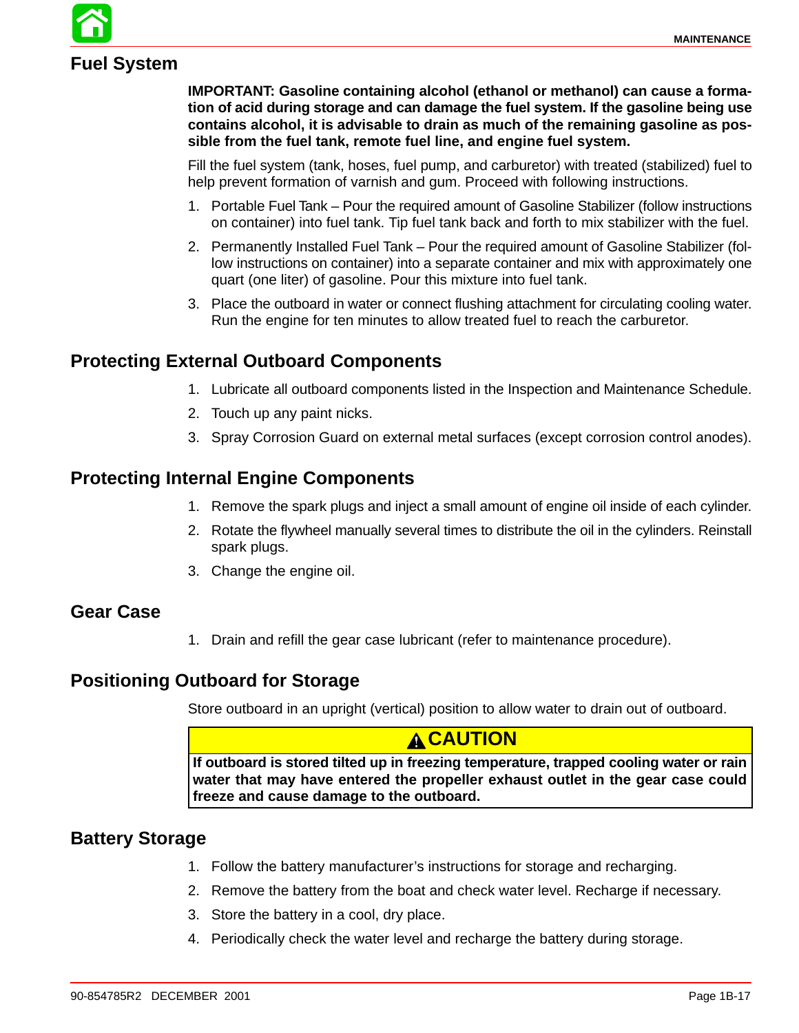## Fuel System

**IMPORTANT: Gasoline containing alcohol (ethanol or methanol) can cause a formation of acid during storage and can damage the fuel system. If the gasoline being use contains alcohol, it is advisable to drain as much of the remaining gasoline as possible from the fuel tank, remote fuel line, and engine fuel system.**

Fill the fuel system (tank, hoses, fuel pump, and carburetor) with treated (stabilized) fuel to help prevent formation of varnish and gum. Proceed with following instructions.

1. Portable Fuel Tank – Pour the required amount of Gasoline Stabilizer (follow instructions on container) into fuel tank. Tip fuel tank back and forth to mix stabilizer with the fuel.
2. Permanently Installed Fuel Tank – Pour the required amount of Gasoline Stabilizer (follow instructions on container) into a separate container and mix with approximately one quart (one liter) of gasoline. Pour this mixture into fuel tank.
3. Place the outboard in water or connect flushing attachment for circulating cooling water. Run the engine for ten minutes to allow treated fuel to reach the carburetor.

## Protecting External Outboard Components

1. Lubricate all outboard components listed in the Inspection and Maintenance Schedule.
2. Touch up any paint nicks.
3. Spray Corrosion Guard on external metal surfaces (except corrosion control anodes).

## Protecting Internal Engine Components

1. Remove the spark plugs and inject a small amount of engine oil inside of each cylinder.
2. Rotate the flywheel manually several times to distribute the oil in the cylinders. Reinstall spark plugs.
3. Change the engine oil.

## Gear Case

1. Drain and refill the gear case lubricant (refer to maintenance procedure).

## Positioning Outboard for Storage

Store outboard in an upright (vertical) position to allow water to drain out of outboard.

**CAUTION**

**If outboard is stored tilted up in freezing temperature, trapped cooling water or rain water that may have entered the propeller exhaust outlet in the gear case could freeze and cause damage to the outboard.**

## Battery Storage

1. Follow the battery manufacturer's instructions for storage and recharging.
2. Remove the battery from the boat and check water level. Recharge if necessary.
3. Store the battery in a cool, dry place.
4. Periodically check the water level and recharge the battery during storage.